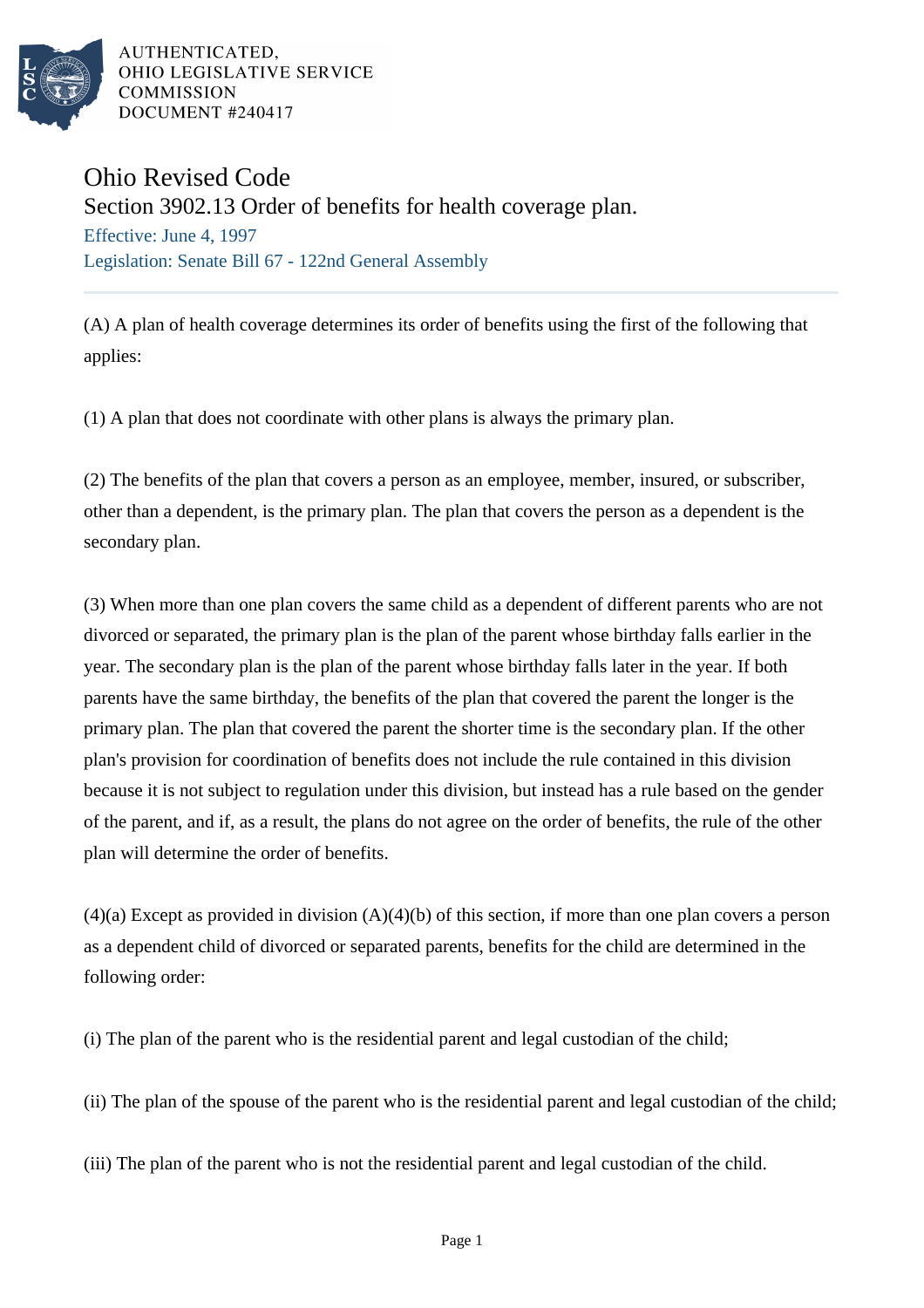AUTHENTICATED,
OHIO LEGISLATIVE SERVICE
COMMISSION
DOCUMENT #240417

# Ohio Revised Code

## Section 3902.13 Order of benefits for health coverage plan.

Effective: June 4, 1997

Legislation: Senate Bill 67 - 122nd General Assembly

---

(A) A plan of health coverage determines its order of benefits using the first of the following that applies:

(1) A plan that does not coordinate with other plans is always the primary plan.

(2) The benefits of the plan that covers a person as an employee, member, insured, or subscriber, other than a dependent, is the primary plan. The plan that covers the person as a dependent is the secondary plan.

(3) When more than one plan covers the same child as a dependent of different parents who are not divorced or separated, the primary plan is the plan of the parent whose birthday falls earlier in the year. The secondary plan is the plan of the parent whose birthday falls later in the year. If both parents have the same birthday, the benefits of the plan that covered the parent the longer is the primary plan. The plan that covered the parent the shorter time is the secondary plan. If the other plan's provision for coordination of benefits does not include the rule contained in this division because it is not subject to regulation under this division, but instead has a rule based on the gender of the parent, and if, as a result, the plans do not agree on the order of benefits, the rule of the other plan will determine the order of benefits.

(4)(a) Except as provided in division (A)(4)(b) of this section, if more than one plan covers a person as a dependent child of divorced or separated parents, benefits for the child are determined in the following order:

(i) The plan of the parent who is the residential parent and legal custodian of the child;

(ii) The plan of the spouse of the parent who is the residential parent and legal custodian of the child;

(iii) The plan of the parent who is not the residential parent and legal custodian of the child.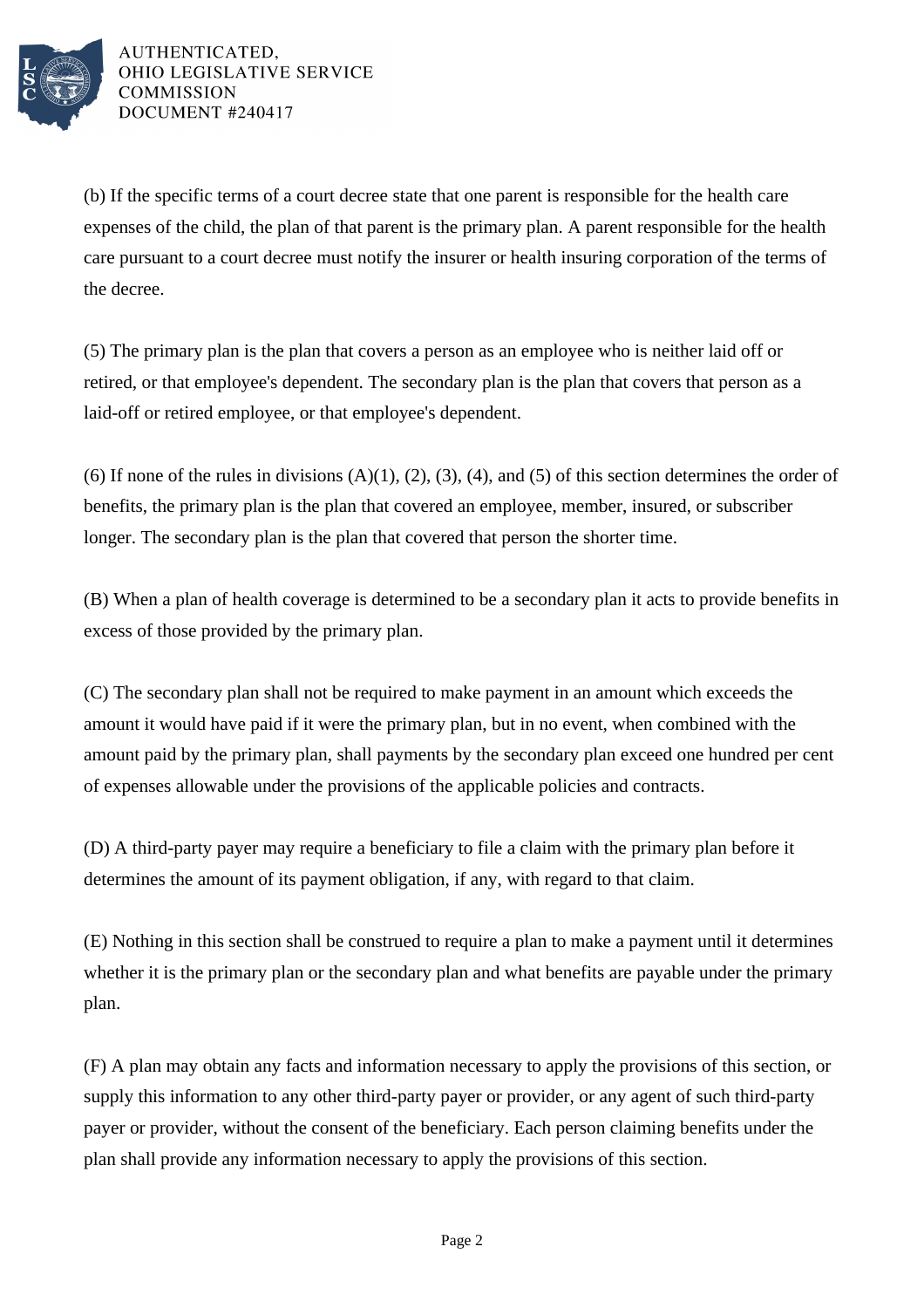(b) If the specific terms of a court decree state that one parent is responsible for the health care expenses of the child, the plan of that parent is the primary plan. A parent responsible for the health care pursuant to a court decree must notify the insurer or health insuring corporation of the terms of the decree.

(5) The primary plan is the plan that covers a person as an employee who is neither laid off or retired, or that employee's dependent. The secondary plan is the plan that covers that person as a laid-off or retired employee, or that employee's dependent.

(6) If none of the rules in divisions (A)(1), (2), (3), (4), and (5) of this section determines the order of benefits, the primary plan is the plan that covered an employee, member, insured, or subscriber longer. The secondary plan is the plan that covered that person the shorter time.

(B) When a plan of health coverage is determined to be a secondary plan it acts to provide benefits in excess of those provided by the primary plan.

(C) The secondary plan shall not be required to make payment in an amount which exceeds the amount it would have paid if it were the primary plan, but in no event, when combined with the amount paid by the primary plan, shall payments by the secondary plan exceed one hundred per cent of expenses allowable under the provisions of the applicable policies and contracts.

(D) A third-party payer may require a beneficiary to file a claim with the primary plan before it determines the amount of its payment obligation, if any, with regard to that claim.

(E) Nothing in this section shall be construed to require a plan to make a payment until it determines whether it is the primary plan or the secondary plan and what benefits are payable under the primary plan.

(F) A plan may obtain any facts and information necessary to apply the provisions of this section, or supply this information to any other third-party payer or provider, or any agent of such third-party payer or provider, without the consent of the beneficiary. Each person claiming benefits under the plan shall provide any information necessary to apply the provisions of this section.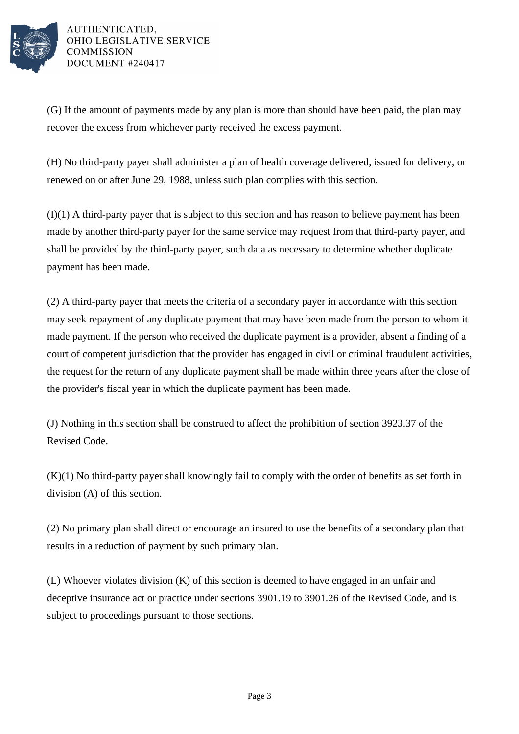(G) If the amount of payments made by any plan is more than should have been paid, the plan may recover the excess from whichever party received the excess payment.

(H) No third-party payer shall administer a plan of health coverage delivered, issued for delivery, or renewed on or after June 29, 1988, unless such plan complies with this section.

(I)(1) A third-party payer that is subject to this section and has reason to believe payment has been made by another third-party payer for the same service may request from that third-party payer, and shall be provided by the third-party payer, such data as necessary to determine whether duplicate payment has been made.

(2) A third-party payer that meets the criteria of a secondary payer in accordance with this section may seek repayment of any duplicate payment that may have been made from the person to whom it made payment. If the person who received the duplicate payment is a provider, absent a finding of a court of competent jurisdiction that the provider has engaged in civil or criminal fraudulent activities, the request for the return of any duplicate payment shall be made within three years after the close of the provider's fiscal year in which the duplicate payment has been made.

(J) Nothing in this section shall be construed to affect the prohibition of section 3923.37 of the Revised Code.

(K)(1) No third-party payer shall knowingly fail to comply with the order of benefits as set forth in division (A) of this section.

(2) No primary plan shall direct or encourage an insured to use the benefits of a secondary plan that results in a reduction of payment by such primary plan.

(L) Whoever violates division (K) of this section is deemed to have engaged in an unfair and deceptive insurance act or practice under sections 3901.19 to 3901.26 of the Revised Code, and is subject to proceedings pursuant to those sections.